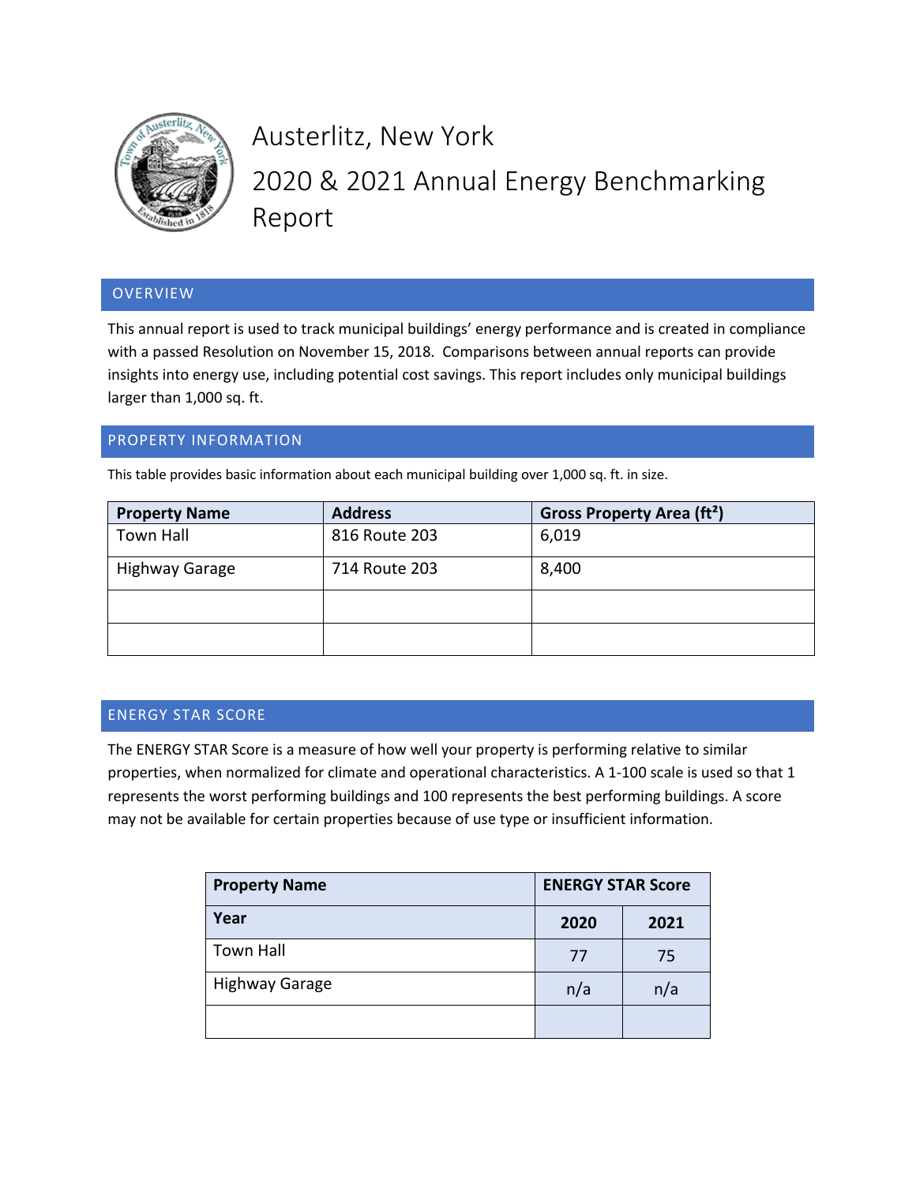# Austerlitz, New York

# 2020 & 2021 Annual Energy Benchmarking Report

## OVERVIEW

This annual report is used to track municipal buildings' energy performance and is created in compliance with a passed Resolution on November 15, 2018. Comparisons between annual reports can provide insights into energy use, including potential cost savings. This report includes only municipal buildings larger than 1,000 sq. ft.

## PROPERTY INFORMATION

This table provides basic information about each municipal building over 1,000 sq. ft. in size.

| Property Name | Address | Gross Property Area (ft²) |
|---|---|---|
| Town Hall | 816 Route 203 | 6,019 |
| Highway Garage | 714 Route 203 | 8,400 |
| | | |
| | | |

## ENERGY STAR SCORE

The ENERGY STAR Score is a measure of how well your property is performing relative to similar properties, when normalized for climate and operational characteristics. A 1-100 scale is used so that 1 represents the worst performing buildings and 100 represents the best performing buildings. A score may not be available for certain properties because of use type or insufficient information.

| Property Name | ENERGY STAR Score | |
|---|---|---|
| **Year** | **2020** | **2021** |
| Town Hall | 77 | 75 |
| Highway Garage | n/a | n/a |
| | | |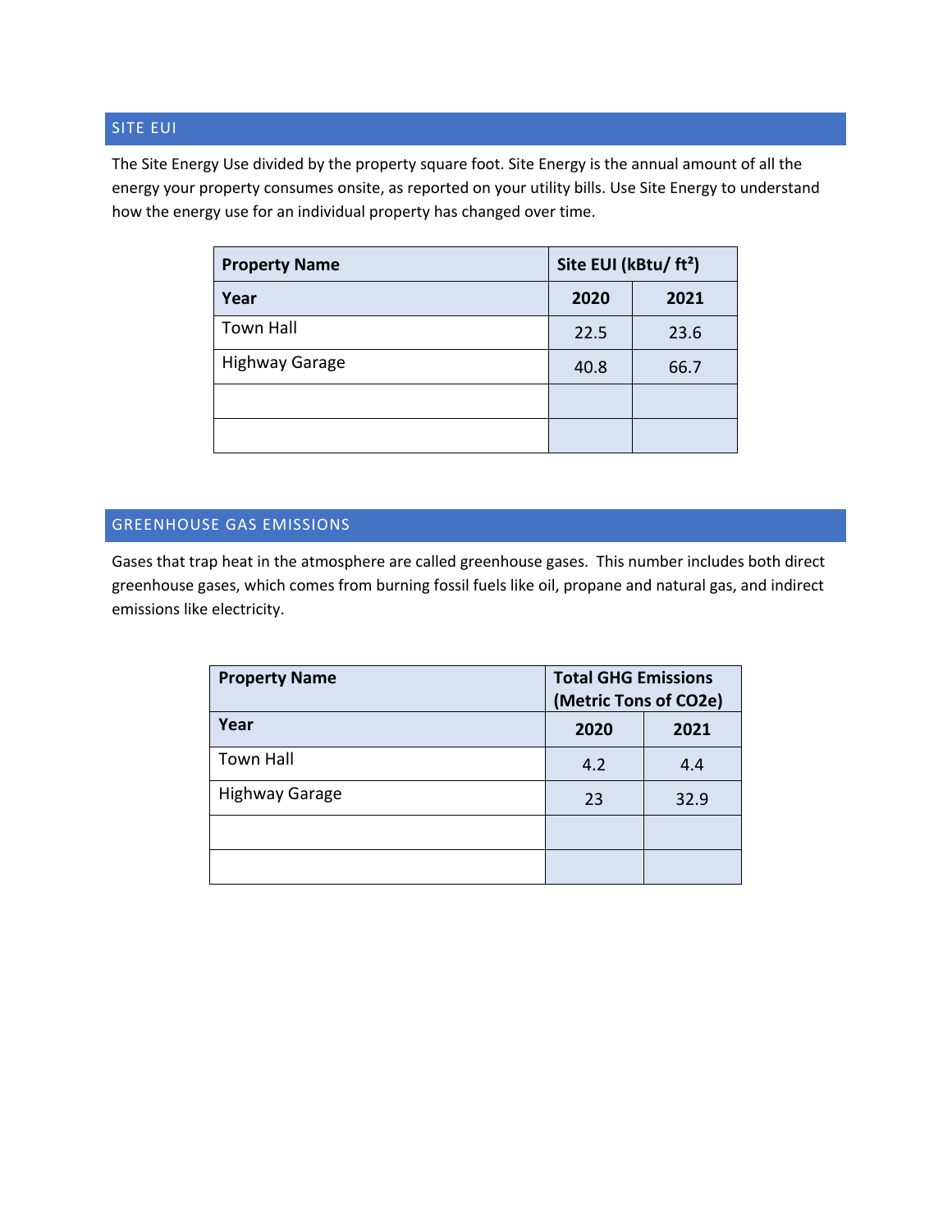## SITE EUI

The Site Energy Use divided by the property square foot. Site Energy is the annual amount of all the energy your property consumes onsite, as reported on your utility bills. Use Site Energy to understand how the energy use for an individual property has changed over time.

| **Property Name** | **Site EUI (kBtu/ ft²)** | |
|---|---|---|
| **Year** | **2020** | **2021** |
| Town Hall | 22.5 | 23.6 |
| Highway Garage | 40.8 | 66.7 |
| | | |
| | | |

## GREENHOUSE GAS EMISSIONS

Gases that trap heat in the atmosphere are called greenhouse gases. This number includes both direct greenhouse gases, which comes from burning fossil fuels like oil, propane and natural gas, and indirect emissions like electricity.

| **Property Name** | **Total GHG Emissions (Metric Tons of CO2e)** | |
|---|---|---|
| **Year** | **2020** | **2021** |
| Town Hall | 4.2 | 4.4 |
| Highway Garage | 23 | 32.9 |
| | | |
| | | |